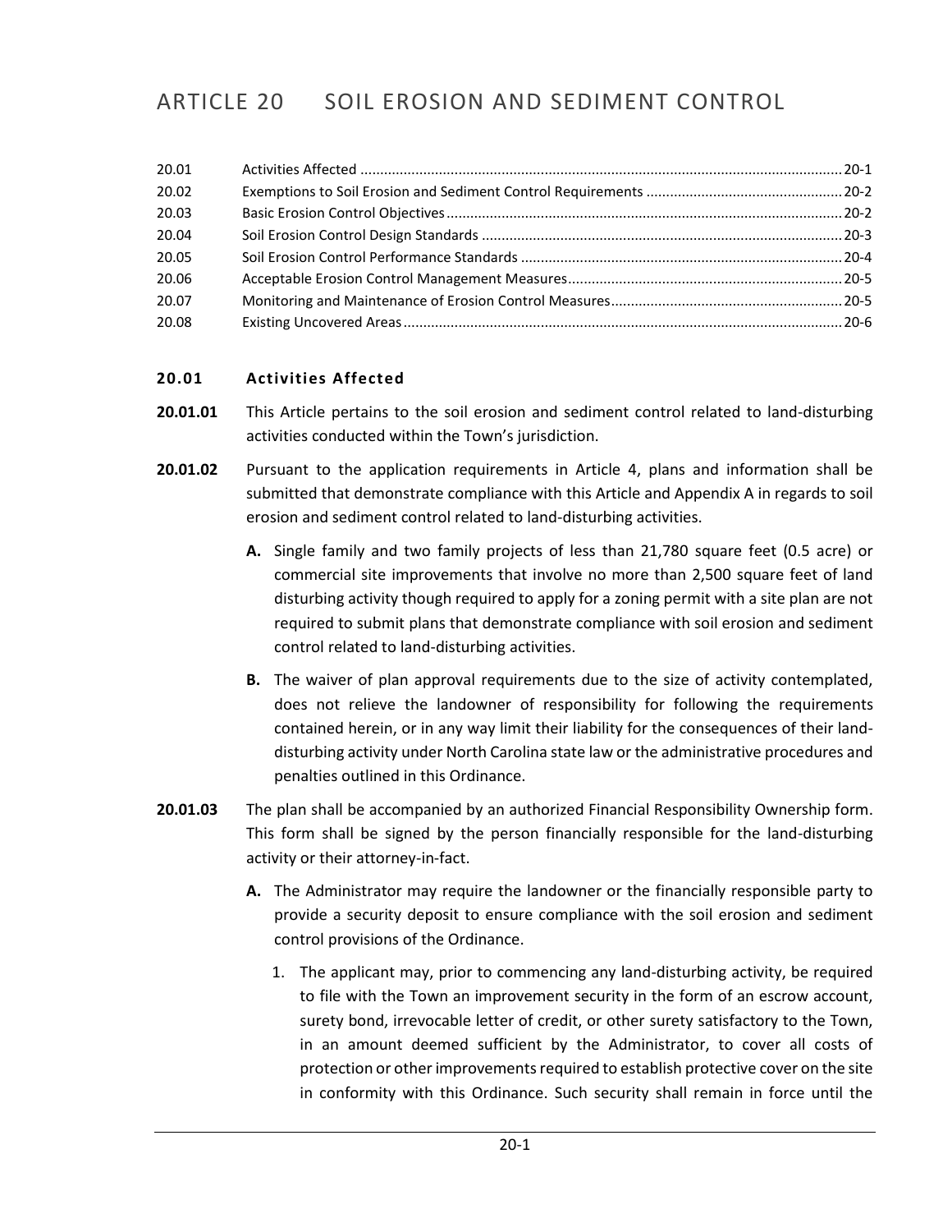# ARTICLE 20 SOIL EROSION AND SEDIMENT CONTROL

| | | |
|---|---|---|
| 20.01 | Activities Affected | 20-1 |
| 20.02 | Exemptions to Soil Erosion and Sediment Control Requirements | 20-2 |
| 20.03 | Basic Erosion Control Objectives | 20-2 |
| 20.04 | Soil Erosion Control Design Standards | 20-3 |
| 20.05 | Soil Erosion Control Performance Standards | 20-4 |
| 20.06 | Acceptable Erosion Control Management Measures | 20-5 |
| 20.07 | Monitoring and Maintenance of Erosion Control Measures | 20-5 |
| 20.08 | Existing Uncovered Areas | 20-6 |

## 20.01 Activities Affected

**20.01.01** This Article pertains to the soil erosion and sediment control related to land-disturbing activities conducted within the Town's jurisdiction.

**20.01.02** Pursuant to the application requirements in Article 4, plans and information shall be submitted that demonstrate compliance with this Article and Appendix A in regards to soil erosion and sediment control related to land-disturbing activities.

- **A.** Single family and two family projects of less than 21,780 square feet (0.5 acre) or commercial site improvements that involve no more than 2,500 square feet of land disturbing activity though required to apply for a zoning permit with a site plan are not required to submit plans that demonstrate compliance with soil erosion and sediment control related to land-disturbing activities.
- **B.** The waiver of plan approval requirements due to the size of activity contemplated, does not relieve the landowner of responsibility for following the requirements contained herein, or in any way limit their liability for the consequences of their land-disturbing activity under North Carolina state law or the administrative procedures and penalties outlined in this Ordinance.

**20.01.03** The plan shall be accompanied by an authorized Financial Responsibility Ownership form. This form shall be signed by the person financially responsible for the land-disturbing activity or their attorney-in-fact.

- **A.** The Administrator may require the landowner or the financially responsible party to provide a security deposit to ensure compliance with the soil erosion and sediment control provisions of the Ordinance.
  1. The applicant may, prior to commencing any land-disturbing activity, be required to file with the Town an improvement security in the form of an escrow account, surety bond, irrevocable letter of credit, or other surety satisfactory to the Town, in an amount deemed sufficient by the Administrator, to cover all costs of protection or other improvements required to establish protective cover on the site in conformity with this Ordinance. Such security shall remain in force until the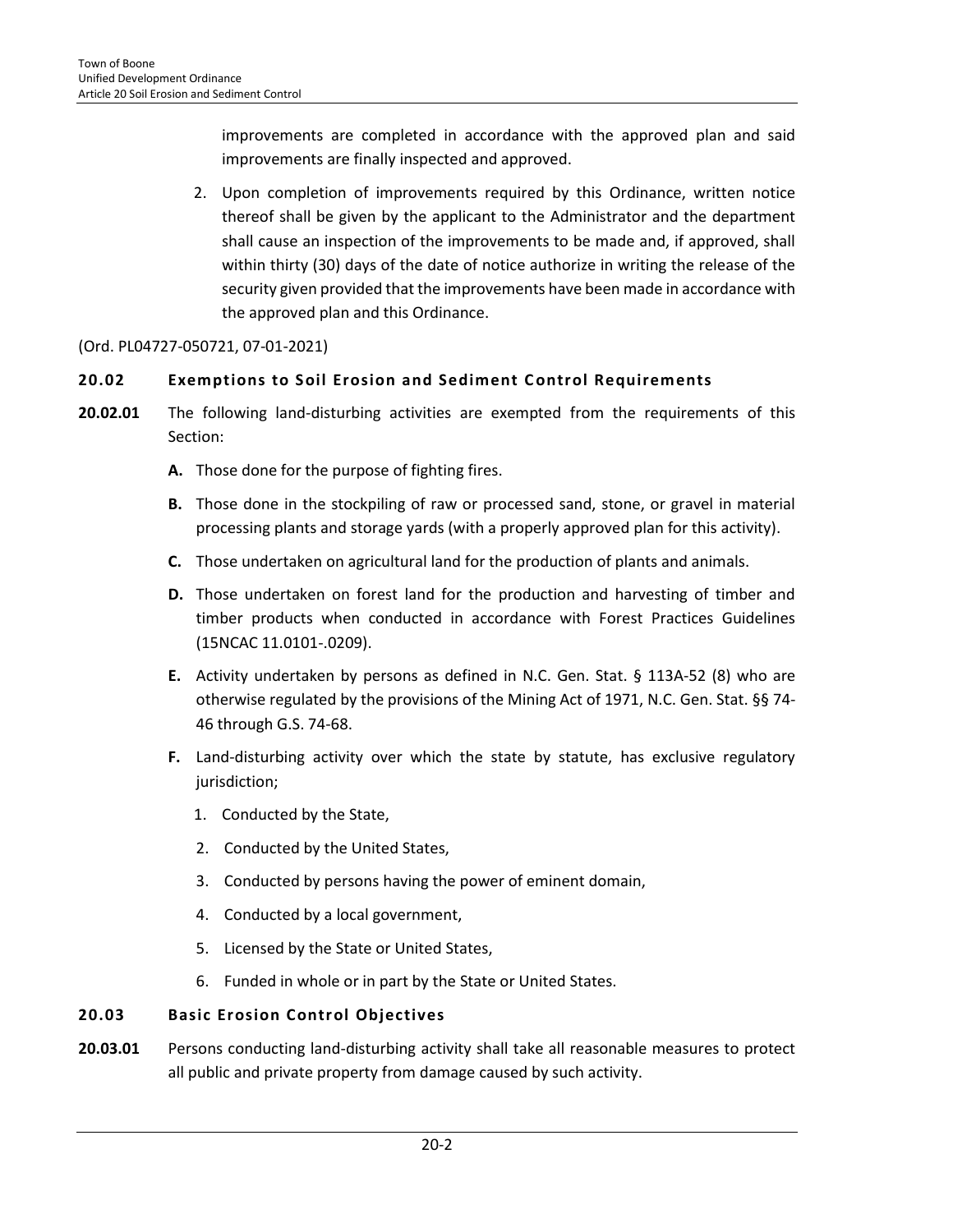improvements are completed in accordance with the approved plan and said improvements are finally inspected and approved.

2. Upon completion of improvements required by this Ordinance, written notice thereof shall be given by the applicant to the Administrator and the department shall cause an inspection of the improvements to be made and, if approved, shall within thirty (30) days of the date of notice authorize in writing the release of the security given provided that the improvements have been made in accordance with the approved plan and this Ordinance.

(Ord. PL04727-050721, 07-01-2021)

### 20.02 Exemptions to Soil Erosion and Sediment Control Requirements

**20.02.01** The following land-disturbing activities are exempted from the requirements of this Section:

- **A.** Those done for the purpose of fighting fires.
- **B.** Those done in the stockpiling of raw or processed sand, stone, or gravel in material processing plants and storage yards (with a properly approved plan for this activity).
- **C.** Those undertaken on agricultural land for the production of plants and animals.
- **D.** Those undertaken on forest land for the production and harvesting of timber and timber products when conducted in accordance with Forest Practices Guidelines (15NCAC 11.0101-.0209).
- **E.** Activity undertaken by persons as defined in N.C. Gen. Stat. § 113A-52 (8) who are otherwise regulated by the provisions of the Mining Act of 1971, N.C. Gen. Stat. §§ 74-46 through G.S. 74-68.
- **F.** Land-disturbing activity over which the state by statute, has exclusive regulatory jurisdiction;
  1. Conducted by the State,
  2. Conducted by the United States,
  3. Conducted by persons having the power of eminent domain,
  4. Conducted by a local government,
  5. Licensed by the State or United States,
  6. Funded in whole or in part by the State or United States.

### 20.03 Basic Erosion Control Objectives

**20.03.01** Persons conducting land-disturbing activity shall take all reasonable measures to protect all public and private property from damage caused by such activity.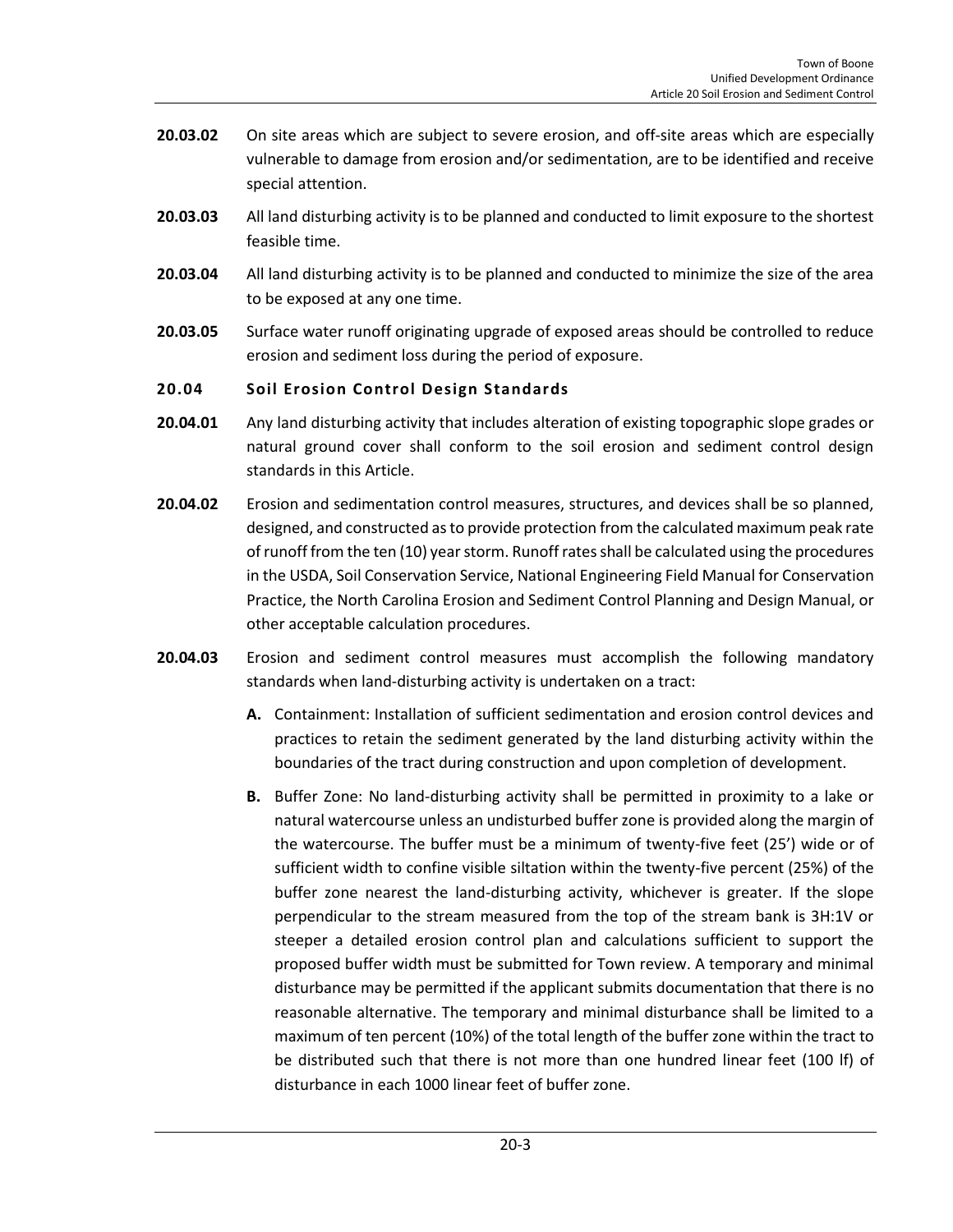**20.03.02** On site areas which are subject to severe erosion, and off-site areas which are especially vulnerable to damage from erosion and/or sedimentation, are to be identified and receive special attention.

**20.03.03** All land disturbing activity is to be planned and conducted to limit exposure to the shortest feasible time.

**20.03.04** All land disturbing activity is to be planned and conducted to minimize the size of the area to be exposed at any one time.

**20.03.05** Surface water runoff originating upgrade of exposed areas should be controlled to reduce erosion and sediment loss during the period of exposure.

## 20.04 Soil Erosion Control Design Standards

**20.04.01** Any land disturbing activity that includes alteration of existing topographic slope grades or natural ground cover shall conform to the soil erosion and sediment control design standards in this Article.

**20.04.02** Erosion and sedimentation control measures, structures, and devices shall be so planned, designed, and constructed as to provide protection from the calculated maximum peak rate of runoff from the ten (10) year storm. Runoff rates shall be calculated using the procedures in the USDA, Soil Conservation Service, National Engineering Field Manual for Conservation Practice, the North Carolina Erosion and Sediment Control Planning and Design Manual, or other acceptable calculation procedures.

**20.04.03** Erosion and sediment control measures must accomplish the following mandatory standards when land-disturbing activity is undertaken on a tract:

**A.** Containment: Installation of sufficient sedimentation and erosion control devices and practices to retain the sediment generated by the land disturbing activity within the boundaries of the tract during construction and upon completion of development.

**B.** Buffer Zone: No land-disturbing activity shall be permitted in proximity to a lake or natural watercourse unless an undisturbed buffer zone is provided along the margin of the watercourse. The buffer must be a minimum of twenty-five feet (25') wide or of sufficient width to confine visible siltation within the twenty-five percent (25%) of the buffer zone nearest the land-disturbing activity, whichever is greater. If the slope perpendicular to the stream measured from the top of the stream bank is 3H:1V or steeper a detailed erosion control plan and calculations sufficient to support the proposed buffer width must be submitted for Town review. A temporary and minimal disturbance may be permitted if the applicant submits documentation that there is no reasonable alternative. The temporary and minimal disturbance shall be limited to a maximum of ten percent (10%) of the total length of the buffer zone within the tract to be distributed such that there is not more than one hundred linear feet (100 lf) of disturbance in each 1000 linear feet of buffer zone.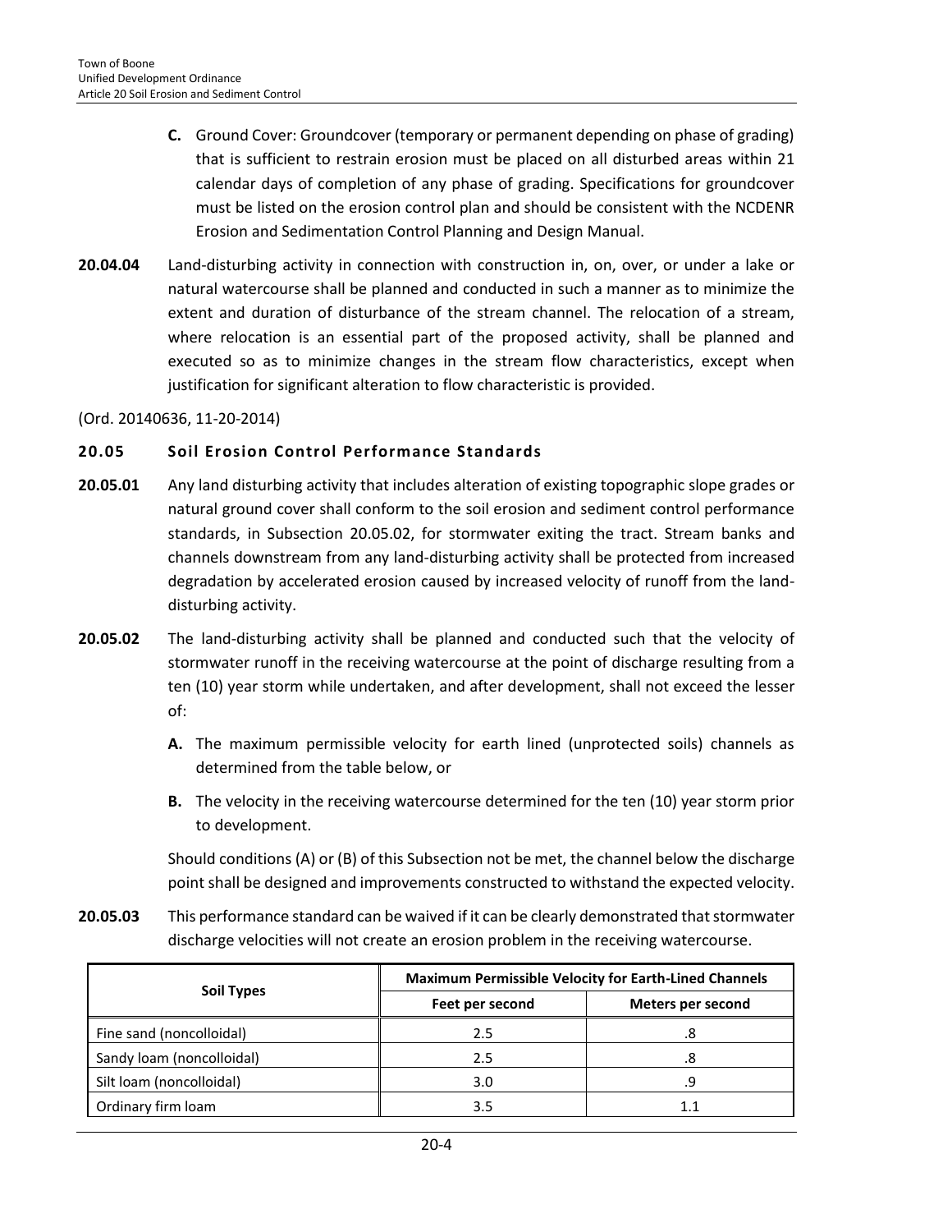**C.** Ground Cover: Groundcover (temporary or permanent depending on phase of grading) that is sufficient to restrain erosion must be placed on all disturbed areas within 21 calendar days of completion of any phase of grading. Specifications for groundcover must be listed on the erosion control plan and should be consistent with the NCDENR Erosion and Sedimentation Control Planning and Design Manual.

**20.04.04** Land-disturbing activity in connection with construction in, on, over, or under a lake or natural watercourse shall be planned and conducted in such a manner as to minimize the extent and duration of disturbance of the stream channel. The relocation of a stream, where relocation is an essential part of the proposed activity, shall be planned and executed so as to minimize changes in the stream flow characteristics, except when justification for significant alteration to flow characteristic is provided.

(Ord. 20140636, 11-20-2014)

### 20.05 Soil Erosion Control Performance Standards

**20.05.01** Any land disturbing activity that includes alteration of existing topographic slope grades or natural ground cover shall conform to the soil erosion and sediment control performance standards, in Subsection 20.05.02, for stormwater exiting the tract. Stream banks and channels downstream from any land-disturbing activity shall be protected from increased degradation by accelerated erosion caused by increased velocity of runoff from the land-disturbing activity.

**20.05.02** The land-disturbing activity shall be planned and conducted such that the velocity of stormwater runoff in the receiving watercourse at the point of discharge resulting from a ten (10) year storm while undertaken, and after development, shall not exceed the lesser of:

**A.** The maximum permissible velocity for earth lined (unprotected soils) channels as determined from the table below, or

**B.** The velocity in the receiving watercourse determined for the ten (10) year storm prior to development.

Should conditions (A) or (B) of this Subsection not be met, the channel below the discharge point shall be designed and improvements constructed to withstand the expected velocity.

**20.05.03** This performance standard can be waived if it can be clearly demonstrated that stormwater discharge velocities will not create an erosion problem in the receiving watercourse.

| Soil Types | Maximum Permissible Velocity for Earth-Lined Channels | |
|---|---|---|
| | Feet per second | Meters per second |
| Fine sand (noncolloidal) | 2.5 | .8 |
| Sandy loam (noncolloidal) | 2.5 | .8 |
| Silt loam (noncolloidal) | 3.0 | .9 |
| Ordinary firm loam | 3.5 | 1.1 |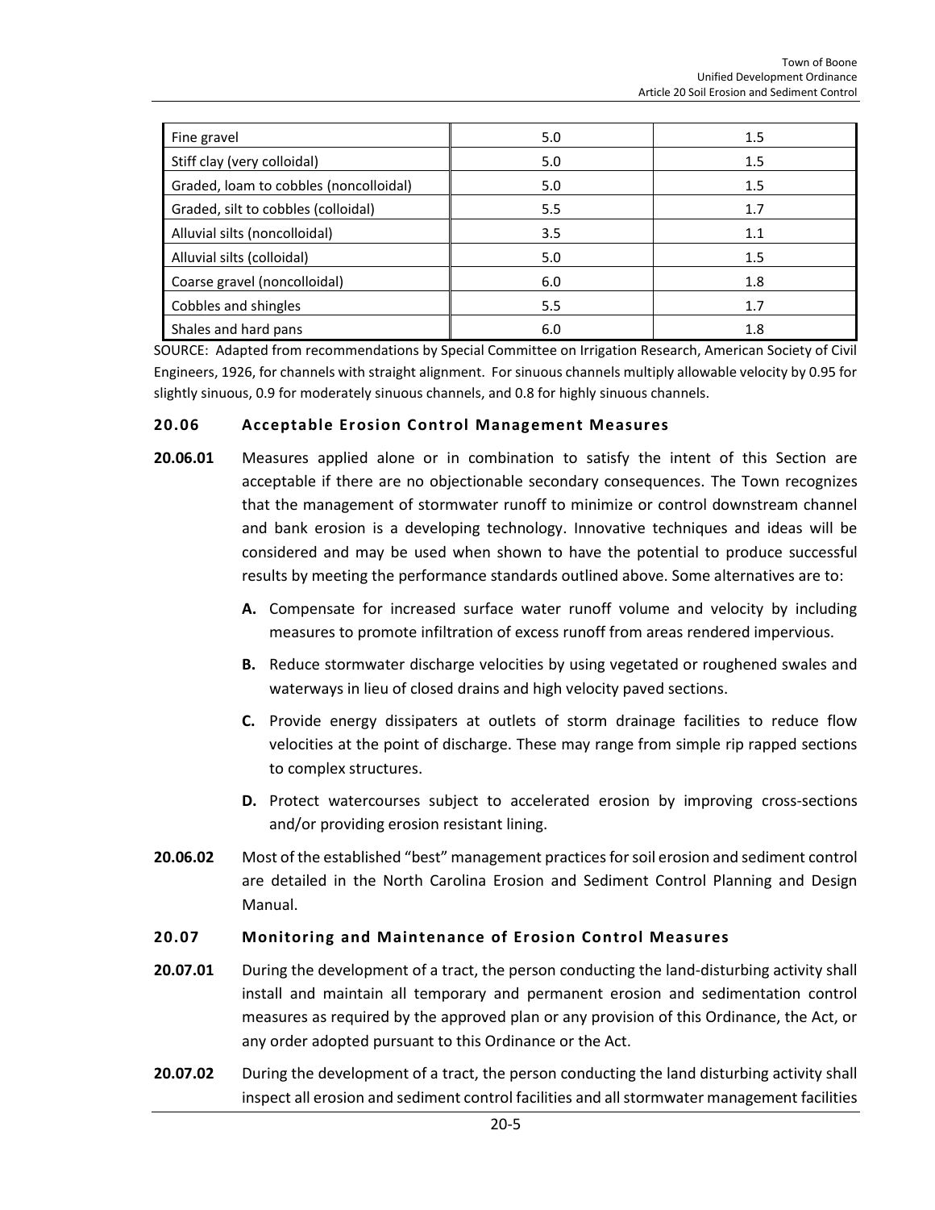| | | |
|---|---|---|
| Fine gravel | 5.0 | 1.5 |
| Stiff clay (very colloidal) | 5.0 | 1.5 |
| Graded, loam to cobbles (noncolloidal) | 5.0 | 1.5 |
| Graded, silt to cobbles (colloidal) | 5.5 | 1.7 |
| Alluvial silts (noncolloidal) | 3.5 | 1.1 |
| Alluvial silts (colloidal) | 5.0 | 1.5 |
| Coarse gravel (noncolloidal) | 6.0 | 1.8 |
| Cobbles and shingles | 5.5 | 1.7 |
| Shales and hard pans | 6.0 | 1.8 |

SOURCE: Adapted from recommendations by Special Committee on Irrigation Research, American Society of Civil Engineers, 1926, for channels with straight alignment. For sinuous channels multiply allowable velocity by 0.95 for slightly sinuous, 0.9 for moderately sinuous channels, and 0.8 for highly sinuous channels.

### 20.06 Acceptable Erosion Control Management Measures

**20.06.01** Measures applied alone or in combination to satisfy the intent of this Section are acceptable if there are no objectionable secondary consequences. The Town recognizes that the management of stormwater runoff to minimize or control downstream channel and bank erosion is a developing technology. Innovative techniques and ideas will be considered and may be used when shown to have the potential to produce successful results by meeting the performance standards outlined above. Some alternatives are to:

- **A.** Compensate for increased surface water runoff volume and velocity by including measures to promote infiltration of excess runoff from areas rendered impervious.
- **B.** Reduce stormwater discharge velocities by using vegetated or roughened swales and waterways in lieu of closed drains and high velocity paved sections.
- **C.** Provide energy dissipaters at outlets of storm drainage facilities to reduce flow velocities at the point of discharge. These may range from simple rip rapped sections to complex structures.
- **D.** Protect watercourses subject to accelerated erosion by improving cross-sections and/or providing erosion resistant lining.

**20.06.02** Most of the established "best" management practices for soil erosion and sediment control are detailed in the North Carolina Erosion and Sediment Control Planning and Design Manual.

### 20.07 Monitoring and Maintenance of Erosion Control Measures

**20.07.01** During the development of a tract, the person conducting the land-disturbing activity shall install and maintain all temporary and permanent erosion and sedimentation control measures as required by the approved plan or any provision of this Ordinance, the Act, or any order adopted pursuant to this Ordinance or the Act.

**20.07.02** During the development of a tract, the person conducting the land disturbing activity shall inspect all erosion and sediment control facilities and all stormwater management facilities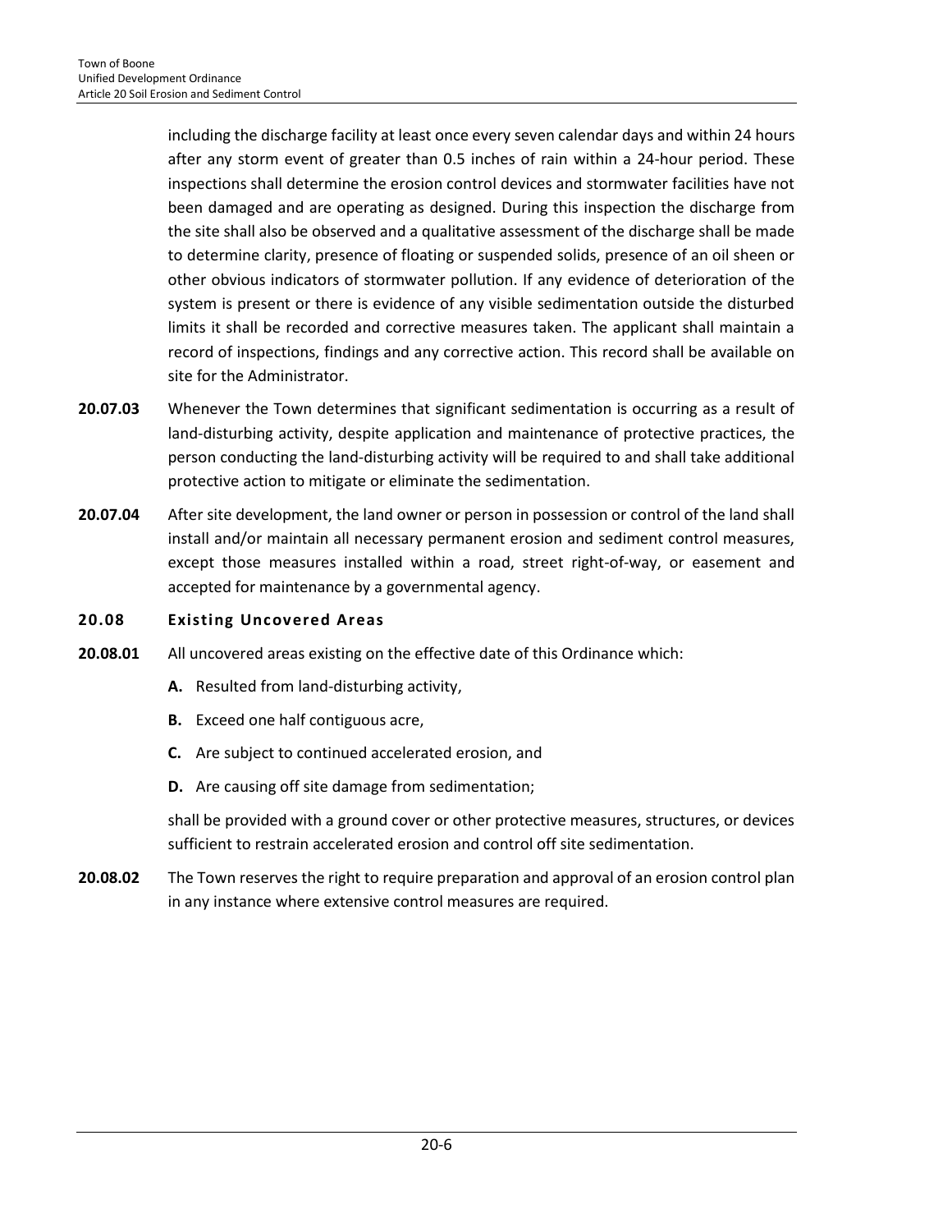including the discharge facility at least once every seven calendar days and within 24 hours after any storm event of greater than 0.5 inches of rain within a 24-hour period. These inspections shall determine the erosion control devices and stormwater facilities have not been damaged and are operating as designed. During this inspection the discharge from the site shall also be observed and a qualitative assessment of the discharge shall be made to determine clarity, presence of floating or suspended solids, presence of an oil sheen or other obvious indicators of stormwater pollution. If any evidence of deterioration of the system is present or there is evidence of any visible sedimentation outside the disturbed limits it shall be recorded and corrective measures taken. The applicant shall maintain a record of inspections, findings and any corrective action. This record shall be available on site for the Administrator.

**20.07.03** Whenever the Town determines that significant sedimentation is occurring as a result of land-disturbing activity, despite application and maintenance of protective practices, the person conducting the land-disturbing activity will be required to and shall take additional protective action to mitigate or eliminate the sedimentation.

**20.07.04** After site development, the land owner or person in possession or control of the land shall install and/or maintain all necessary permanent erosion and sediment control measures, except those measures installed within a road, street right-of-way, or easement and accepted for maintenance by a governmental agency.

## 20.08 Existing Uncovered Areas

**20.08.01** All uncovered areas existing on the effective date of this Ordinance which:

- **A.** Resulted from land-disturbing activity,
- **B.** Exceed one half contiguous acre,
- **C.** Are subject to continued accelerated erosion, and
- **D.** Are causing off site damage from sedimentation;

shall be provided with a ground cover or other protective measures, structures, or devices sufficient to restrain accelerated erosion and control off site sedimentation.

**20.08.02** The Town reserves the right to require preparation and approval of an erosion control plan in any instance where extensive control measures are required.